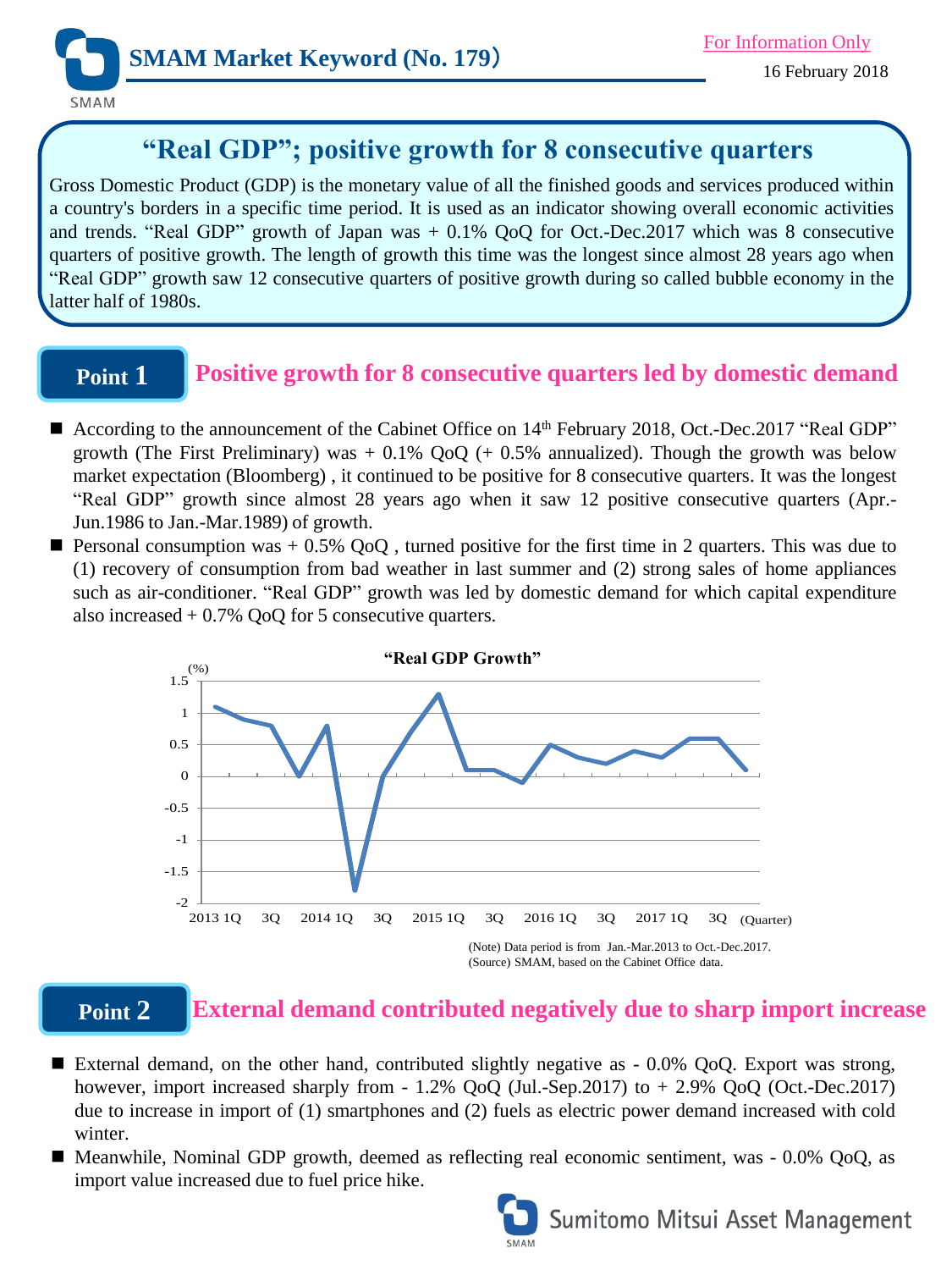# SMAM Market Keyword (No. 179)

For Information Only

16 February 2018

## "Real GDP"; positive growth for 8 consecutive quarters

Gross Domestic Product (GDP) is the monetary value of all the finished goods and services produced within a country's borders in a specific time period. It is used as an indicator showing overall economic activities and trends. "Real GDP" growth of Japan was + 0.1% QoQ for Oct.-Dec.2017 which was 8 consecutive quarters of positive growth. The length of growth this time was the longest since almost 28 years ago when "Real GDP" growth saw 12 consecutive quarters of positive growth during so called bubble economy in the latter half of 1980s.

## Point 1 Positive growth for 8 consecutive quarters led by domestic demand

- According to the announcement of the Cabinet Office on 14th February 2018, Oct.-Dec.2017 "Real GDP" growth (The First Preliminary) was + 0.1% QoQ (+ 0.5% annualized). Though the growth was below market expectation (Bloomberg) , it continued to be positive for 8 consecutive quarters. It was the longest "Real GDP" growth since almost 28 years ago when it saw 12 positive consecutive quarters (Apr.-Jun.1986 to Jan.-Mar.1989) of growth.
- Personal consumption was + 0.5% QoQ , turned positive for the first time in 2 quarters. This was due to (1) recovery of consumption from bad weather in last summer and (2) strong sales of home appliances such as air-conditioner. "Real GDP" growth was led by domestic demand for which capital expenditure also increased + 0.7% QoQ for 5 consecutive quarters.

**"Real GDP Growth"**

(Note) Data period is from Jan.-Mar.2013 to Oct.-Dec.2017.
(Source) SMAM, based on the Cabinet Office data.

## Point 2 External demand contributed negatively due to sharp import increase

- External demand, on the other hand, contributed slightly negative as - 0.0% QoQ. Export was strong, however, import increased sharply from - 1.2% QoQ (Jul.-Sep.2017) to + 2.9% QoQ (Oct.-Dec.2017) due to increase in import of (1) smartphones and (2) fuels as electric power demand increased with cold winter.
- Meanwhile, Nominal GDP growth, deemed as reflecting real economic sentiment, was - 0.0% QoQ, as import value increased due to fuel price hike.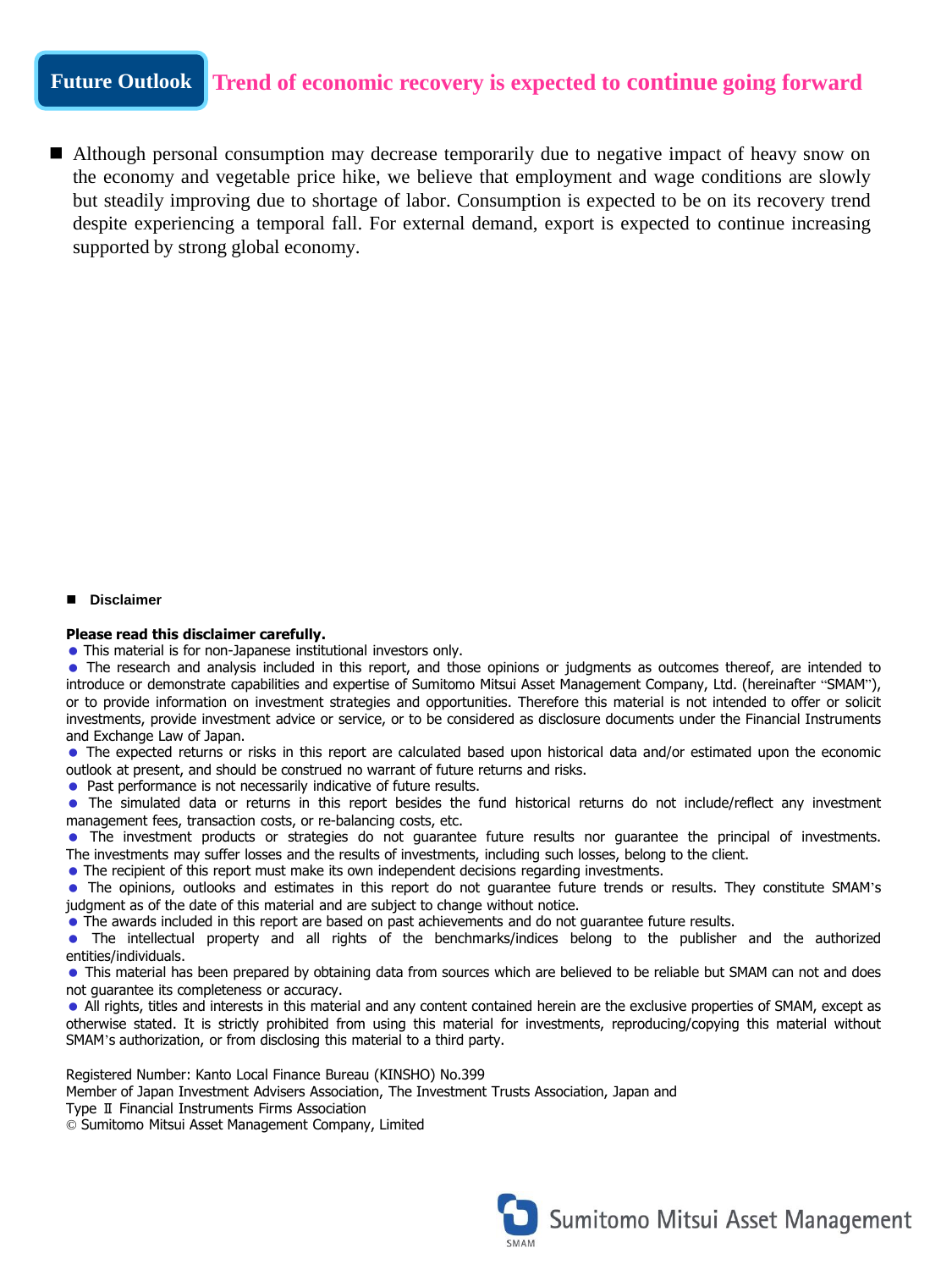## Future Outlook **Trend of economic recovery is expected to continue going forward**

- Although personal consumption may decrease temporarily due to negative impact of heavy snow on the economy and vegetable price hike, we believe that employment and wage conditions are slowly but steadily improving due to shortage of labor. Consumption is expected to be on its recovery trend despite experiencing a temporal fall. For external demand, export is expected to continue increasing supported by strong global economy.

### Disclaimer

**Please read this disclaimer carefully.**

- This material is for non-Japanese institutional investors only.
- The research and analysis included in this report, and those opinions or judgments as outcomes thereof, are intended to introduce or demonstrate capabilities and expertise of Sumitomo Mitsui Asset Management Company, Ltd. (hereinafter "SMAM"), or to provide information on investment strategies and opportunities. Therefore this material is not intended to offer or solicit investments, provide investment advice or service, or to be considered as disclosure documents under the Financial Instruments and Exchange Law of Japan.
- The expected returns or risks in this report are calculated based upon historical data and/or estimated upon the economic outlook at present, and should be construed no warrant of future returns and risks.
- Past performance is not necessarily indicative of future results.
- The simulated data or returns in this report besides the fund historical returns do not include/reflect any investment management fees, transaction costs, or re-balancing costs, etc.
- The investment products or strategies do not guarantee future results nor guarantee the principal of investments. The investments may suffer losses and the results of investments, including such losses, belong to the client.
- The recipient of this report must make its own independent decisions regarding investments.
- The opinions, outlooks and estimates in this report do not guarantee future trends or results. They constitute SMAM's judgment as of the date of this material and are subject to change without notice.
- The awards included in this report are based on past achievements and do not guarantee future results.
- The intellectual property and all rights of the benchmarks/indices belong to the publisher and the authorized entities/individuals.
- This material has been prepared by obtaining data from sources which are believed to be reliable but SMAM can not and does not guarantee its completeness or accuracy.
- All rights, titles and interests in this material and any content contained herein are the exclusive properties of SMAM, except as otherwise stated. It is strictly prohibited from using this material for investments, reproducing/copying this material without SMAM's authorization, or from disclosing this material to a third party.

Registered Number: Kanto Local Finance Bureau (KINSHO) No.399
Member of Japan Investment Advisers Association, The Investment Trusts Association, Japan and
Type Ⅱ Financial Instruments Firms Association
© Sumitomo Mitsui Asset Management Company, Limited

SMAM Sumitomo Mitsui Asset Management